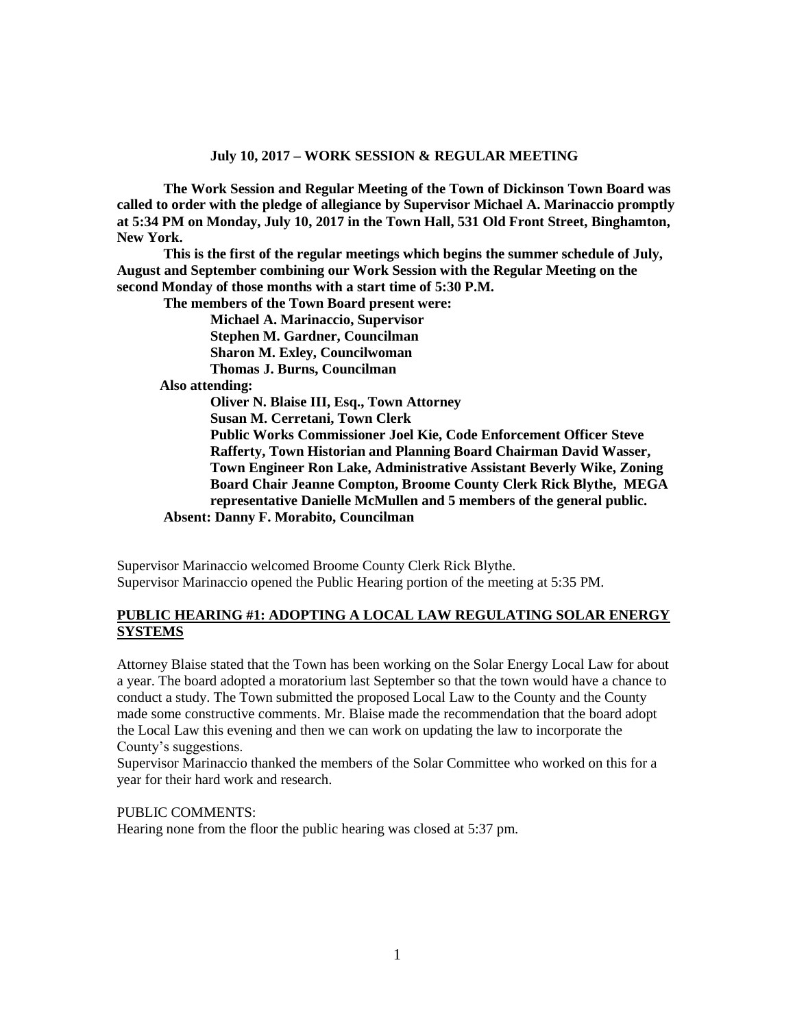**July 10, 2017 – WORK SESSION & REGULAR MEETING**

**The Work Session and Regular Meeting of the Town of Dickinson Town Board was called to order with the pledge of allegiance by Supervisor Michael A. Marinaccio promptly at 5:34 PM on Monday, July 10, 2017 in the Town Hall, 531 Old Front Street, Binghamton, New York.**

**This is the first of the regular meetings which begins the summer schedule of July, August and September combining our Work Session with the Regular Meeting on the second Monday of those months with a start time of 5:30 P.M.**

**The members of the Town Board present were:**

**Michael A. Marinaccio, Supervisor**
**Stephen M. Gardner, Councilman**
**Sharon M. Exley, Councilwoman**
**Thomas J. Burns, Councilman**

**Also attending:**

**Oliver N. Blaise III, Esq., Town Attorney**
**Susan M. Cerretani, Town Clerk**
**Public Works Commissioner Joel Kie, Code Enforcement Officer Steve Rafferty, Town Historian and Planning Board Chairman David Wasser, Town Engineer Ron Lake, Administrative Assistant Beverly Wike, Zoning Board Chair Jeanne Compton, Broome County Clerk Rick Blythe, MEGA representative Danielle McMullen and 5 members of the general public.**

**Absent: Danny F. Morabito, Councilman**

Supervisor Marinaccio welcomed Broome County Clerk Rick Blythe.
Supervisor Marinaccio opened the Public Hearing portion of the meeting at 5:35 PM.

## PUBLIC HEARING #1: ADOPTING A LOCAL LAW REGULATING SOLAR ENERGY SYSTEMS

Attorney Blaise stated that the Town has been working on the Solar Energy Local Law for about a year. The board adopted a moratorium last September so that the town would have a chance to conduct a study. The Town submitted the proposed Local Law to the County and the County made some constructive comments. Mr. Blaise made the recommendation that the board adopt the Local Law this evening and then we can work on updating the law to incorporate the County's suggestions.
Supervisor Marinaccio thanked the members of the Solar Committee who worked on this for a year for their hard work and research.

PUBLIC COMMENTS:
Hearing none from the floor the public hearing was closed at 5:37 pm.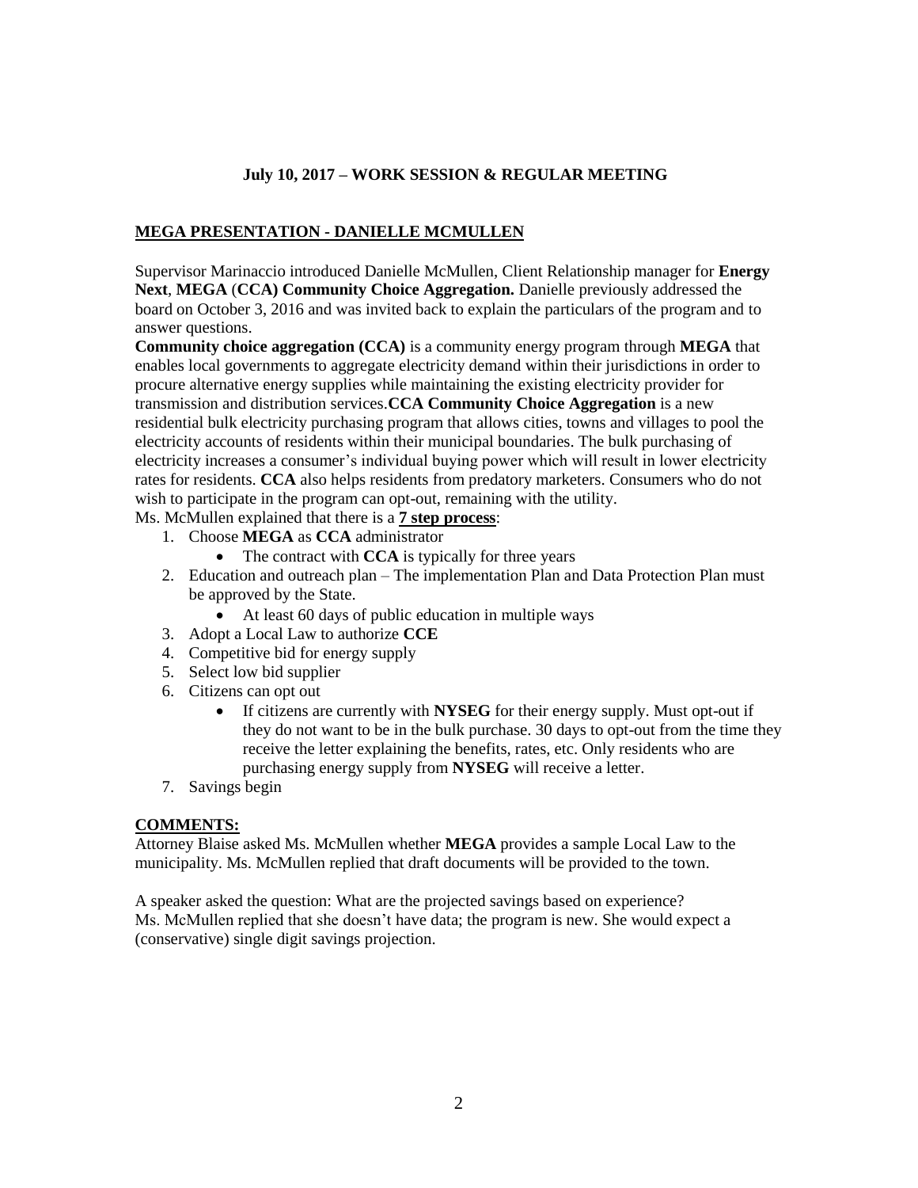**July 10, 2017 – WORK SESSION & REGULAR MEETING**

**MEGA PRESENTATION - DANIELLE MCMULLEN**

Supervisor Marinaccio introduced Danielle McMullen, Client Relationship manager for **Energy Next**, **MEGA** (**CCA) Community Choice Aggregation.** Danielle previously addressed the board on October 3, 2016 and was invited back to explain the particulars of the program and to answer questions.

**Community choice aggregation (CCA)** is a community energy program through **MEGA** that enables local governments to aggregate electricity demand within their jurisdictions in order to procure alternative energy supplies while maintaining the existing electricity provider for transmission and distribution services.**CCA Community Choice Aggregation** is a new residential bulk electricity purchasing program that allows cities, towns and villages to pool the electricity accounts of residents within their municipal boundaries. The bulk purchasing of electricity increases a consumer's individual buying power which will result in lower electricity rates for residents. **CCA** also helps residents from predatory marketers. Consumers who do not wish to participate in the program can opt-out, remaining with the utility.

Ms. McMullen explained that there is a **7 step process**:

1. Choose **MEGA** as **CCA** administrator
   - The contract with **CCA** is typically for three years
2. Education and outreach plan – The implementation Plan and Data Protection Plan must be approved by the State.
   - At least 60 days of public education in multiple ways
3. Adopt a Local Law to authorize **CCE**
4. Competitive bid for energy supply
5. Select low bid supplier
6. Citizens can opt out
   - If citizens are currently with **NYSEG** for their energy supply. Must opt-out if they do not want to be in the bulk purchase. 30 days to opt-out from the time they receive the letter explaining the benefits, rates, etc. Only residents who are purchasing energy supply from **NYSEG** will receive a letter.
7. Savings begin

**COMMENTS:**

Attorney Blaise asked Ms. McMullen whether **MEGA** provides a sample Local Law to the municipality. Ms. McMullen replied that draft documents will be provided to the town.

A speaker asked the question: What are the projected savings based on experience?
Ms. McMullen replied that she doesn't have data; the program is new. She would expect a (conservative) single digit savings projection.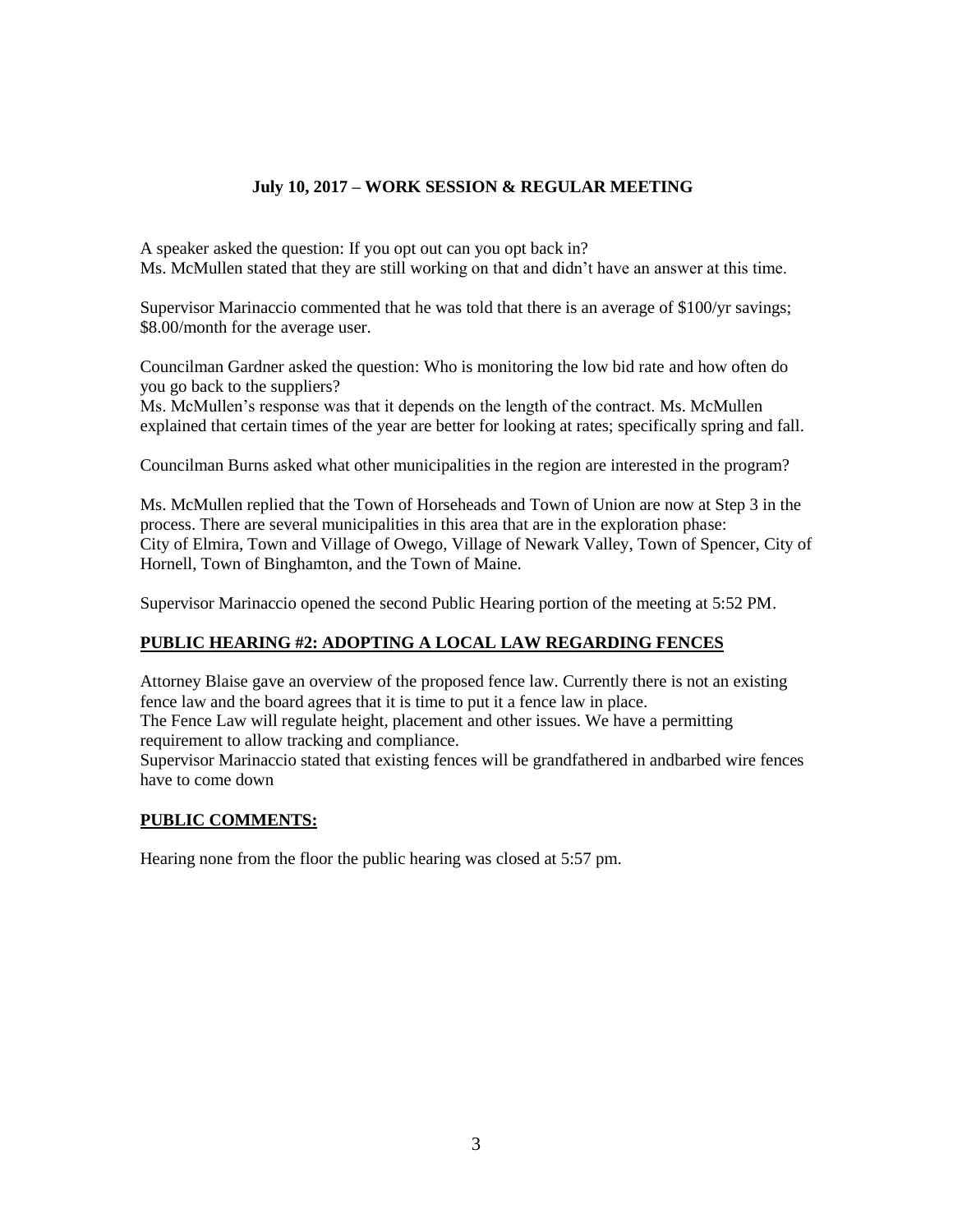**July 10, 2017 – WORK SESSION & REGULAR MEETING**

A speaker asked the question: If you opt out can you opt back in?
Ms. McMullen stated that they are still working on that and didn't have an answer at this time.

Supervisor Marinaccio commented that he was told that there is an average of $100/yr savings; $8.00/month for the average user.

Councilman Gardner asked the question: Who is monitoring the low bid rate and how often do you go back to the suppliers?
Ms. McMullen's response was that it depends on the length of the contract. Ms. McMullen explained that certain times of the year are better for looking at rates; specifically spring and fall.

Councilman Burns asked what other municipalities in the region are interested in the program?

Ms. McMullen replied that the Town of Horseheads and Town of Union are now at Step 3 in the process. There are several municipalities in this area that are in the exploration phase: City of Elmira, Town and Village of Owego, Village of Newark Valley, Town of Spencer, City of Hornell, Town of Binghamton, and the Town of Maine.

Supervisor Marinaccio opened the second Public Hearing portion of the meeting at 5:52 PM.

**PUBLIC HEARING #2: ADOPTING A LOCAL LAW REGARDING FENCES**

Attorney Blaise gave an overview of the proposed fence law. Currently there is not an existing fence law and the board agrees that it is time to put it a fence law in place.
The Fence Law will regulate height, placement and other issues. We have a permitting requirement to allow tracking and compliance.
Supervisor Marinaccio stated that existing fences will be grandfathered in andbarbed wire fences have to come down

**PUBLIC COMMENTS:**

Hearing none from the floor the public hearing was closed at 5:57 pm.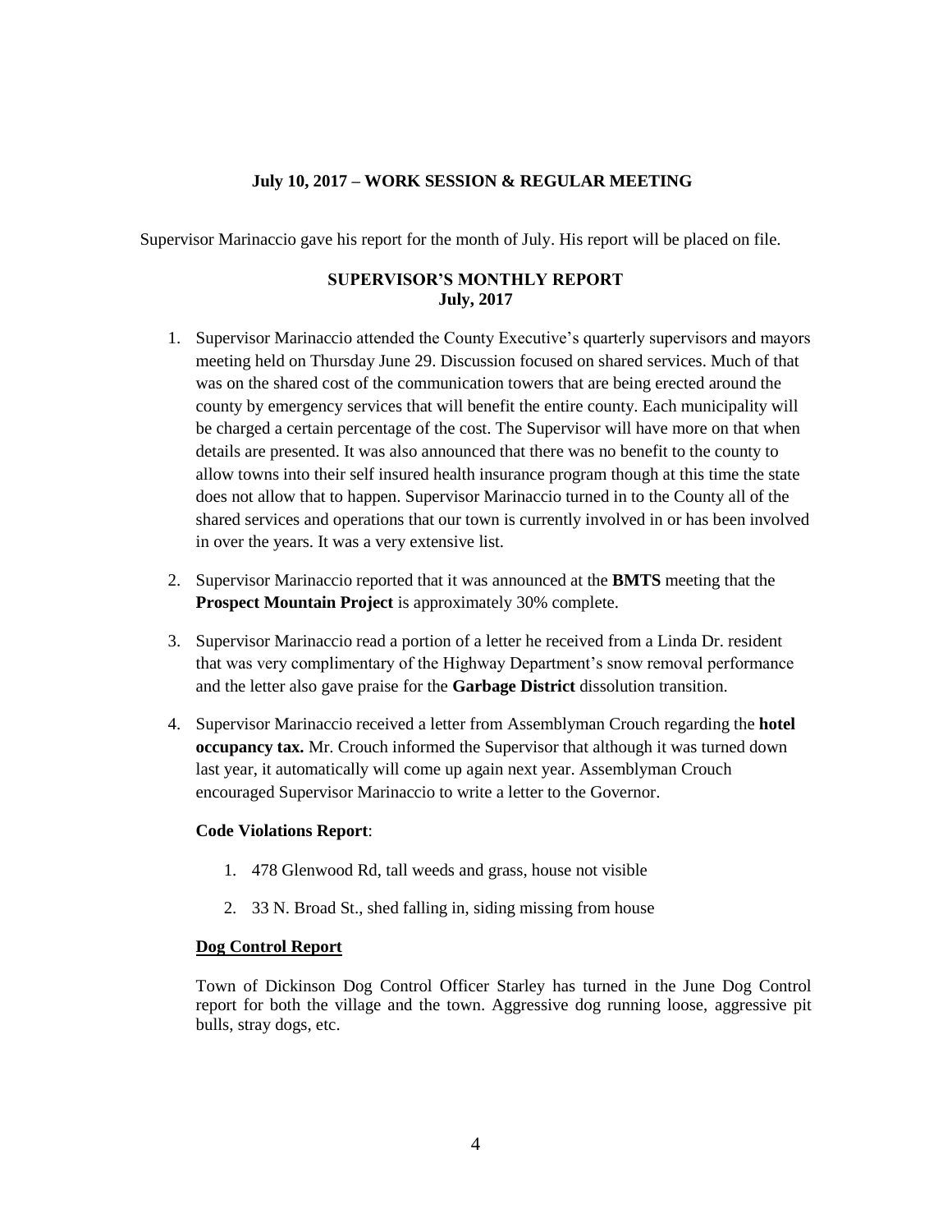**July 10, 2017 – WORK SESSION & REGULAR MEETING**

Supervisor Marinaccio gave his report for the month of July. His report will be placed on file.

**SUPERVISOR'S MONTHLY REPORT**
**July, 2017**

1. Supervisor Marinaccio attended the County Executive's quarterly supervisors and mayors meeting held on Thursday June 29. Discussion focused on shared services. Much of that was on the shared cost of the communication towers that are being erected around the county by emergency services that will benefit the entire county. Each municipality will be charged a certain percentage of the cost. The Supervisor will have more on that when details are presented. It was also announced that there was no benefit to the county to allow towns into their self insured health insurance program though at this time the state does not allow that to happen. Supervisor Marinaccio turned in to the County all of the shared services and operations that our town is currently involved in or has been involved in over the years. It was a very extensive list.

2. Supervisor Marinaccio reported that it was announced at the **BMTS** meeting that the **Prospect Mountain Project** is approximately 30% complete.

3. Supervisor Marinaccio read a portion of a letter he received from a Linda Dr. resident that was very complimentary of the Highway Department's snow removal performance and the letter also gave praise for the **Garbage District** dissolution transition.

4. Supervisor Marinaccio received a letter from Assemblyman Crouch regarding the **hotel occupancy tax.** Mr. Crouch informed the Supervisor that although it was turned down last year, it automatically will come up again next year. Assemblyman Crouch encouraged Supervisor Marinaccio to write a letter to the Governor.

**Code Violations Report**:

1. 478 Glenwood Rd, tall weeds and grass, house not visible

2. 33 N. Broad St., shed falling in, siding missing from house

**Dog Control Report**

Town of Dickinson Dog Control Officer Starley has turned in the June Dog Control report for both the village and the town. Aggressive dog running loose, aggressive pit bulls, stray dogs, etc.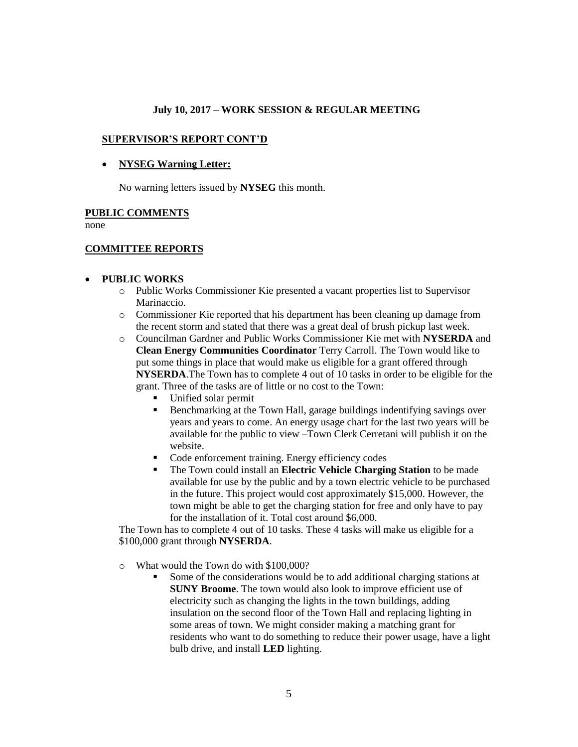**July 10, 2017 – WORK SESSION & REGULAR MEETING**

**SUPERVISOR'S REPORT CONT'D**

- **NYSEG Warning Letter:**

  No warning letters issued by **NYSEG** this month.

**PUBLIC COMMENTS**

none

**COMMITTEE REPORTS**

- **PUBLIC WORKS**
  - Public Works Commissioner Kie presented a vacant properties list to Supervisor Marinaccio.
  - Commissioner Kie reported that his department has been cleaning up damage from the recent storm and stated that there was a great deal of brush pickup last week.
  - Councilman Gardner and Public Works Commissioner Kie met with **NYSERDA** and **Clean Energy Communities Coordinator** Terry Carroll. The Town would like to put some things in place that would make us eligible for a grant offered through **NYSERDA**.The Town has to complete 4 out of 10 tasks in order to be eligible for the grant. Three of the tasks are of little or no cost to the Town:
    - Unified solar permit
    - Benchmarking at the Town Hall, garage buildings indentifying savings over years and years to come. An energy usage chart for the last two years will be available for the public to view –Town Clerk Cerretani will publish it on the website.
    - Code enforcement training. Energy efficiency codes
    - The Town could install an **Electric Vehicle Charging Station** to be made available for use by the public and by a town electric vehicle to be purchased in the future. This project would cost approximately $15,000. However, the town might be able to get the charging station for free and only have to pay for the installation of it. Total cost around $6,000.

  The Town has to complete 4 out of 10 tasks. These 4 tasks will make us eligible for a $100,000 grant through **NYSERDA**.

  - What would the Town do with $100,000?
    - Some of the considerations would be to add additional charging stations at **SUNY Broome**. The town would also look to improve efficient use of electricity such as changing the lights in the town buildings, adding insulation on the second floor of the Town Hall and replacing lighting in some areas of town. We might consider making a matching grant for residents who want to do something to reduce their power usage, have a light bulb drive, and install **LED** lighting.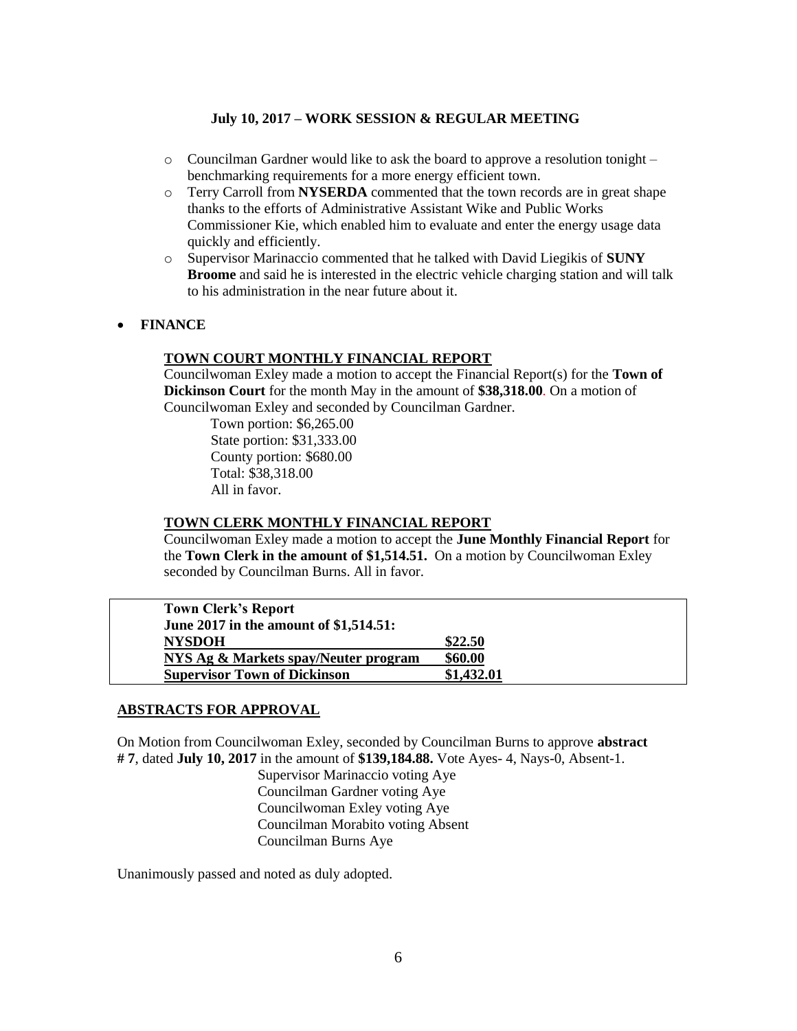**July 10, 2017 – WORK SESSION & REGULAR MEETING**

- Councilman Gardner would like to ask the board to approve a resolution tonight – benchmarking requirements for a more energy efficient town.
- Terry Carroll from **NYSERDA** commented that the town records are in great shape thanks to the efforts of Administrative Assistant Wike and Public Works Commissioner Kie, which enabled him to evaluate and enter the energy usage data quickly and efficiently.
- Supervisor Marinaccio commented that he talked with David Liegikis of **SUNY Broome** and said he is interested in the electric vehicle charging station and will talk to his administration in the near future about it.

- **FINANCE**

**TOWN COURT MONTHLY FINANCIAL REPORT**

Councilwoman Exley made a motion to accept the Financial Report(s) for the **Town of Dickinson Court** for the month May in the amount of **$38,318.00**. On a motion of Councilwoman Exley and seconded by Councilman Gardner.

Town portion: $6,265.00
State portion: $31,333.00
County portion: $680.00
Total: $38,318.00
All in favor.

**TOWN CLERK MONTHLY FINANCIAL REPORT**

Councilwoman Exley made a motion to accept the **June Monthly Financial Report** for the **Town Clerk in the amount of $1,514.51.** On a motion by Councilwoman Exley seconded by Councilman Burns. All in favor.

| **Town Clerk's Report June 2017 in the amount of $1,514.51:** | |
| --- | --- |
| **NYSDOH** | **$22.50** |
| **NYS Ag & Markets spay/Neuter program** | **$60.00** |
| **Supervisor Town of Dickinson** | **$1,432.01** |

**ABSTRACTS FOR APPROVAL**

On Motion from Councilwoman Exley, seconded by Councilman Burns to approve **abstract # 7**, dated **July 10, 2017** in the amount of **$139,184.88.** Vote Ayes- 4, Nays-0, Absent-1.

Supervisor Marinaccio voting Aye
Councilman Gardner voting Aye
Councilwoman Exley voting Aye
Councilman Morabito voting Absent
Councilman Burns Aye

Unanimously passed and noted as duly adopted.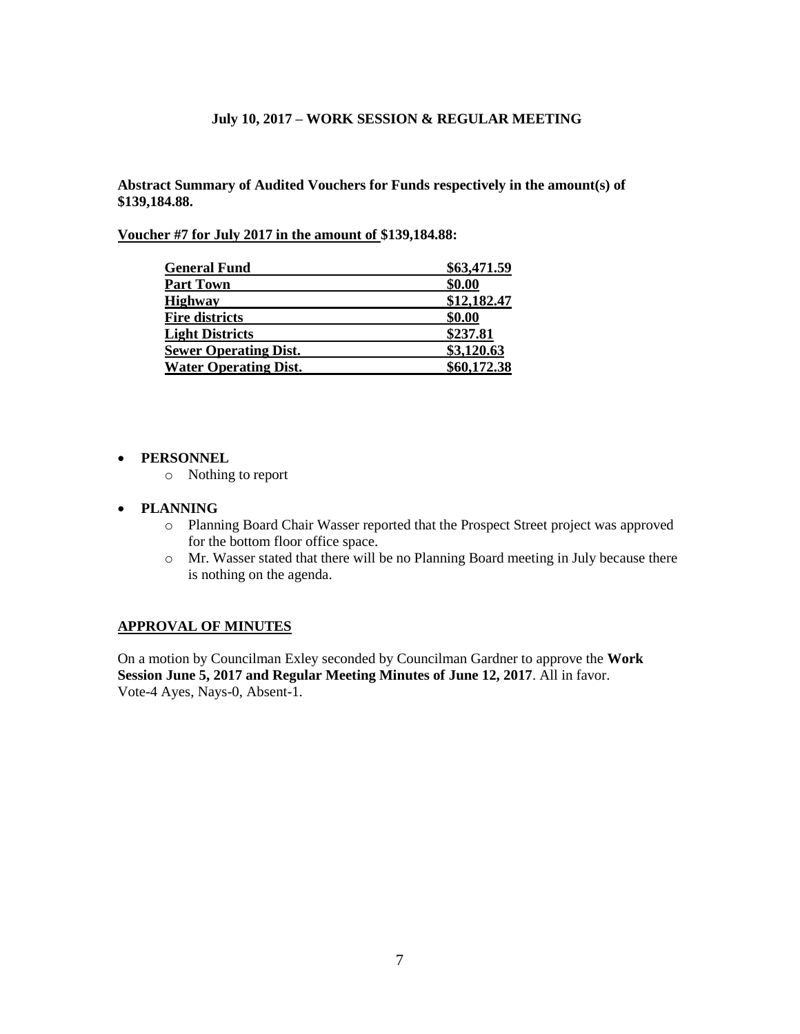**July 10, 2017 – WORK SESSION & REGULAR MEETING**

**Abstract Summary of Audited Vouchers for Funds respectively in the amount(s) of $139,184.88.**

**Voucher #7 for July 2017 in the amount of $139,184.88:**

| Fund | Amount |
|---|---|
| **General Fund** | **$63,471.59** |
| **Part Town** | **$0.00** |
| **Highway** | **$12,182.47** |
| **Fire districts** | **$0.00** |
| **Light Districts** | **$237.81** |
| **Sewer Operating Dist.** | **$3,120.63** |
| **Water Operating Dist.** | **$60,172.38** |

- **PERSONNEL**
  - Nothing to report
- **PLANNING**
  - Planning Board Chair Wasser reported that the Prospect Street project was approved for the bottom floor office space.
  - Mr. Wasser stated that there will be no Planning Board meeting in July because there is nothing on the agenda.

## APPROVAL OF MINUTES

On a motion by Councilman Exley seconded by Councilman Gardner to approve the **Work Session June 5, 2017 and Regular Meeting Minutes of June 12, 2017**. All in favor.
Vote-4 Ayes, Nays-0, Absent-1.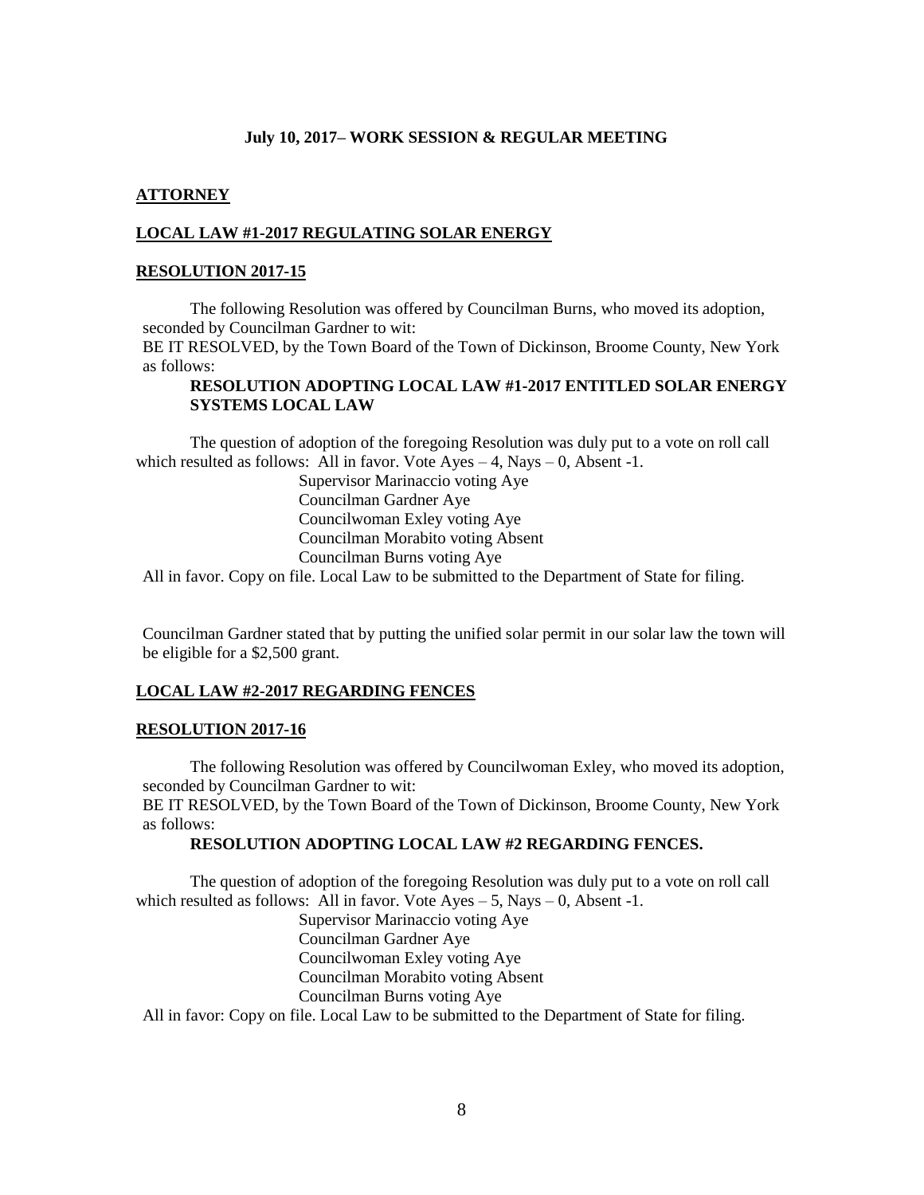**July 10, 2017– WORK SESSION & REGULAR MEETING**

**ATTORNEY**

**LOCAL LAW #1-2017 REGULATING SOLAR ENERGY**

**RESOLUTION 2017-15**

The following Resolution was offered by Councilman Burns, who moved its adoption, seconded by Councilman Gardner to wit:

BE IT RESOLVED, by the Town Board of the Town of Dickinson, Broome County, New York as follows:

**RESOLUTION ADOPTING LOCAL LAW #1-2017 ENTITLED SOLAR ENERGY SYSTEMS LOCAL LAW**

The question of adoption of the foregoing Resolution was duly put to a vote on roll call which resulted as follows: All in favor. Vote Ayes – 4, Nays – 0, Absent -1.

Supervisor Marinaccio voting Aye
Councilman Gardner Aye
Councilwoman Exley voting Aye
Councilman Morabito voting Absent
Councilman Burns voting Aye

All in favor. Copy on file. Local Law to be submitted to the Department of State for filing.

Councilman Gardner stated that by putting the unified solar permit in our solar law the town will be eligible for a $2,500 grant.

**LOCAL LAW #2-2017 REGARDING FENCES**

**RESOLUTION 2017-16**

The following Resolution was offered by Councilwoman Exley, who moved its adoption, seconded by Councilman Gardner to wit:

BE IT RESOLVED, by the Town Board of the Town of Dickinson, Broome County, New York as follows:

**RESOLUTION ADOPTING LOCAL LAW #2 REGARDING FENCES.**

The question of adoption of the foregoing Resolution was duly put to a vote on roll call which resulted as follows: All in favor. Vote Ayes – 5, Nays – 0, Absent -1.

Supervisor Marinaccio voting Aye
Councilman Gardner Aye
Councilwoman Exley voting Aye
Councilman Morabito voting Absent
Councilman Burns voting Aye

All in favor: Copy on file. Local Law to be submitted to the Department of State for filing.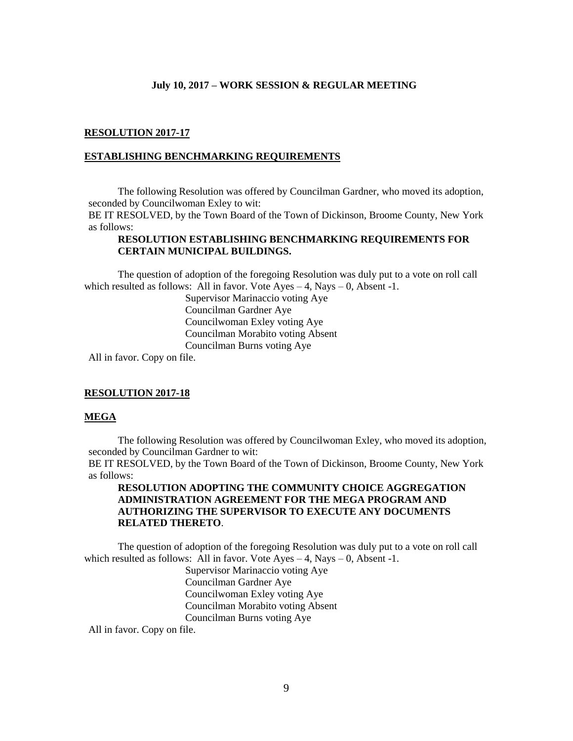**July 10, 2017 – WORK SESSION & REGULAR MEETING**

**RESOLUTION 2017-17**

**ESTABLISHING BENCHMARKING REQUIREMENTS**

The following Resolution was offered by Councilman Gardner, who moved its adoption, seconded by Councilwoman Exley to wit:

BE IT RESOLVED, by the Town Board of the Town of Dickinson, Broome County, New York as follows:

**RESOLUTION ESTABLISHING BENCHMARKING REQUIREMENTS FOR CERTAIN MUNICIPAL BUILDINGS.**

The question of adoption of the foregoing Resolution was duly put to a vote on roll call which resulted as follows: All in favor. Vote Ayes – 4, Nays – 0, Absent -1.

Supervisor Marinaccio voting Aye
Councilman Gardner Aye
Councilwoman Exley voting Aye
Councilman Morabito voting Absent
Councilman Burns voting Aye

All in favor. Copy on file.

**RESOLUTION 2017-18**

**MEGA**

The following Resolution was offered by Councilwoman Exley, who moved its adoption, seconded by Councilman Gardner to wit:

BE IT RESOLVED, by the Town Board of the Town of Dickinson, Broome County, New York as follows:

**RESOLUTION ADOPTING THE COMMUNITY CHOICE AGGREGATION ADMINISTRATION AGREEMENT FOR THE MEGA PROGRAM AND AUTHORIZING THE SUPERVISOR TO EXECUTE ANY DOCUMENTS RELATED THERETO**.

The question of adoption of the foregoing Resolution was duly put to a vote on roll call which resulted as follows: All in favor. Vote Ayes – 4, Nays – 0, Absent -1.

Supervisor Marinaccio voting Aye
Councilman Gardner Aye
Councilwoman Exley voting Aye
Councilman Morabito voting Absent
Councilman Burns voting Aye

All in favor. Copy on file.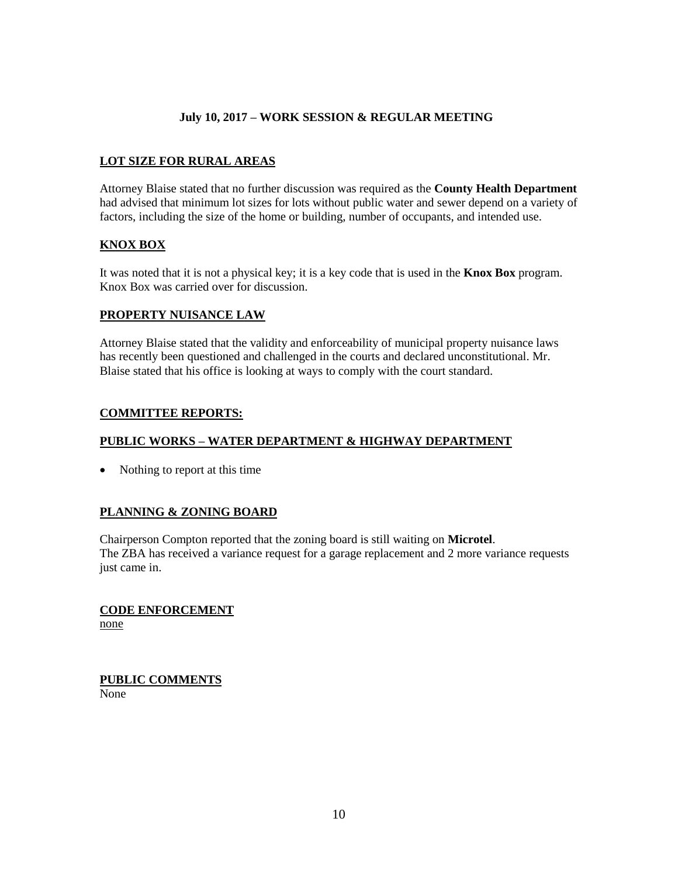**July 10, 2017 – WORK SESSION & REGULAR MEETING**

**LOT SIZE FOR RURAL AREAS**

Attorney Blaise stated that no further discussion was required as the **County Health Department** had advised that minimum lot sizes for lots without public water and sewer depend on a variety of factors, including the size of the home or building, number of occupants, and intended use.

**KNOX BOX**

It was noted that it is not a physical key; it is a key code that is used in the **Knox Box** program. Knox Box was carried over for discussion.

**PROPERTY NUISANCE LAW**

Attorney Blaise stated that the validity and enforceability of municipal property nuisance laws has recently been questioned and challenged in the courts and declared unconstitutional. Mr. Blaise stated that his office is looking at ways to comply with the court standard.

**COMMITTEE REPORTS:**

**PUBLIC WORKS – WATER DEPARTMENT & HIGHWAY DEPARTMENT**

- Nothing to report at this time

**PLANNING & ZONING BOARD**

Chairperson Compton reported that the zoning board is still waiting on **Microtel**.
The ZBA has received a variance request for a garage replacement and 2 more variance requests just came in.

**CODE ENFORCEMENT**
none

**PUBLIC COMMENTS**
None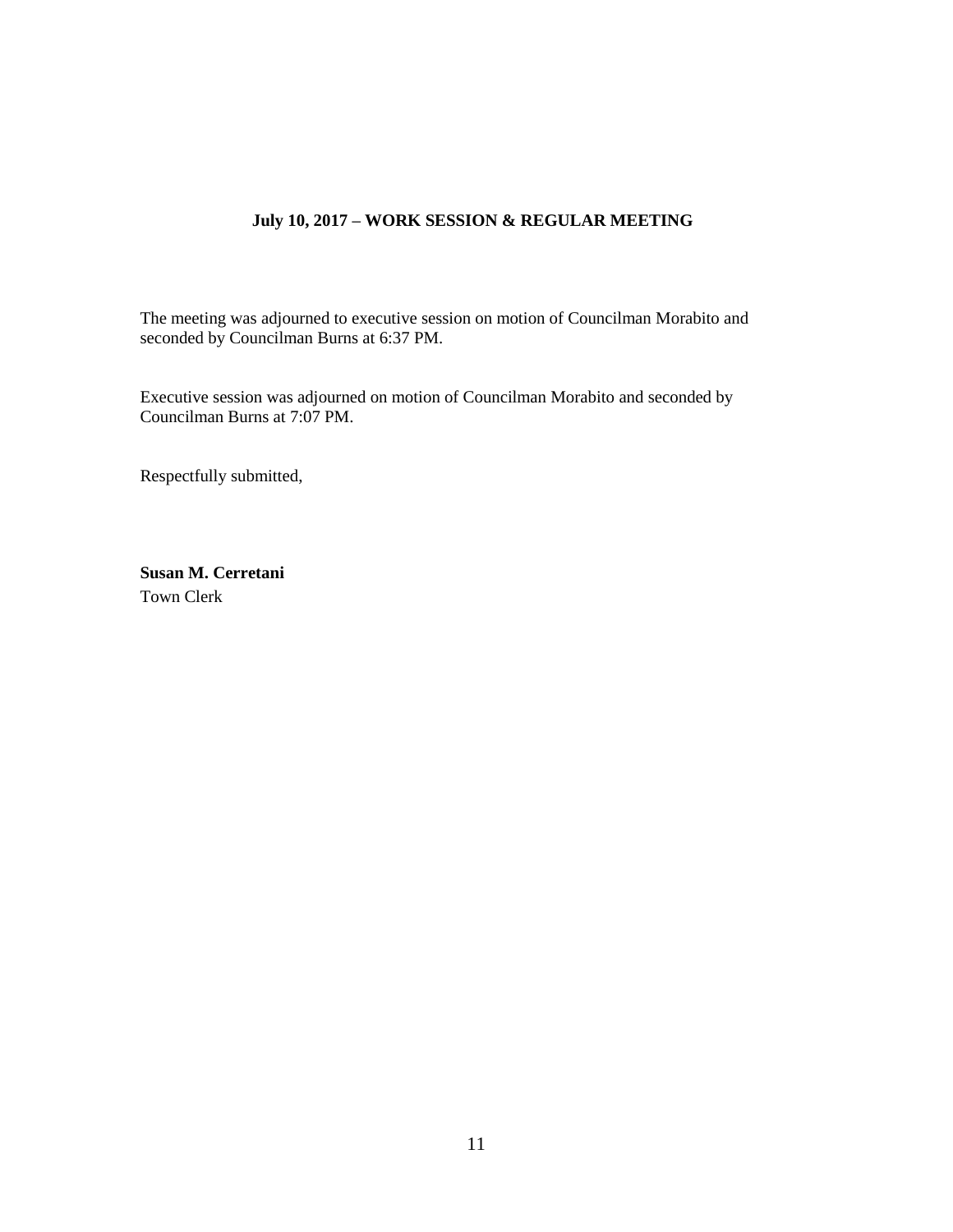**July 10, 2017 – WORK SESSION & REGULAR MEETING**

The meeting was adjourned to executive session on motion of Councilman Morabito and seconded by Councilman Burns at 6:37 PM.

Executive session was adjourned on motion of Councilman Morabito and seconded by Councilman Burns at 7:07 PM.

Respectfully submitted,

**Susan M. Cerretani**
Town Clerk